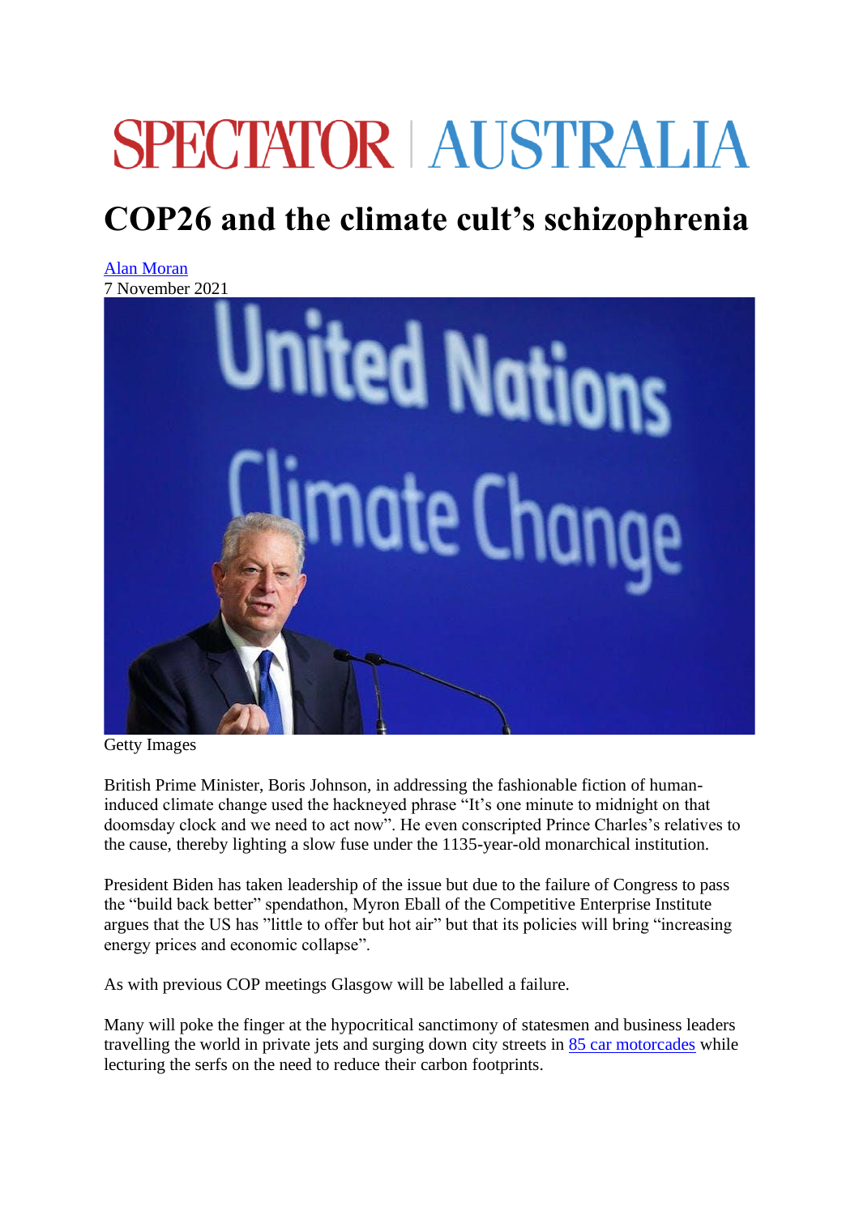SPECTATOR | AUSTRALIA

# COP26 and the climate cult's schizophrenia

Alan Moran
7 November 2021

Getty Images

British Prime Minister, Boris Johnson, in addressing the fashionable fiction of human-induced climate change used the hackneyed phrase "It's one minute to midnight on that doomsday clock and we need to act now". He even conscripted Prince Charles's relatives to the cause, thereby lighting a slow fuse under the 1135-year-old monarchical institution.

President Biden has taken leadership of the issue but due to the failure of Congress to pass the "build back better" spendathon, Myron Eball of the Competitive Enterprise Institute argues that the US has "little to offer but hot air" but that its policies will bring "increasing energy prices and economic collapse".

As with previous COP meetings Glasgow will be labelled a failure.

Many will poke the finger at the hypocritical sanctimony of statesmen and business leaders travelling the world in private jets and surging down city streets in 85 car motorcades while lecturing the serfs on the need to reduce their carbon footprints.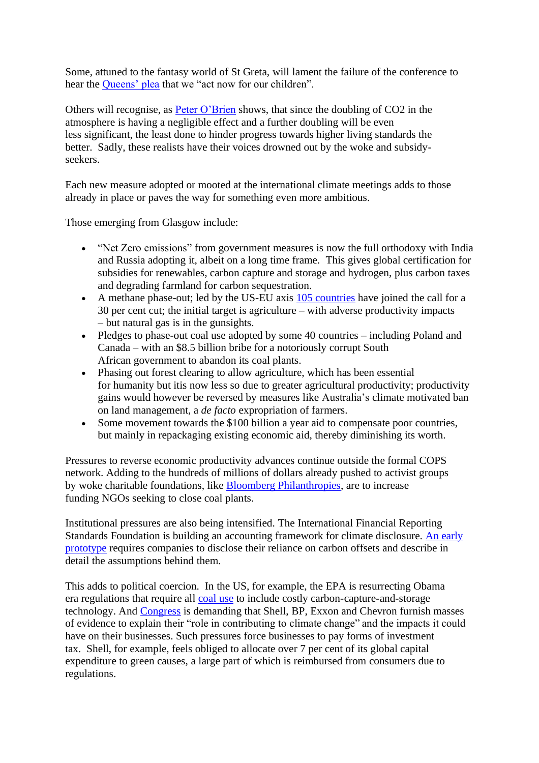Some, attuned to the fantasy world of St Greta, will lament the failure of the conference to hear the Queens' plea that we "act now for our children".

Others will recognise, as Peter O'Brien shows, that since the doubling of $CO_2$ in the atmosphere is having a negligible effect and a further doubling will be even less significant, the least done to hinder progress towards higher living standards the better. Sadly, these realists have their voices drowned out by the woke and subsidy-seekers.

Each new measure adopted or mooted at the international climate meetings adds to those already in place or paves the way for something even more ambitious.

Those emerging from Glasgow include:

- "Net Zero emissions" from government measures is now the full orthodoxy with India and Russia adopting it, albeit on a long time frame. This gives global certification for subsidies for renewables, carbon capture and storage and hydrogen, plus carbon taxes and degrading farmland for carbon sequestration.
- A methane phase-out; led by the US-EU axis 105 countries have joined the call for a 30 per cent cut; the initial target is agriculture – with adverse productivity impacts – but natural gas is in the gunsights.
- Pledges to phase-out coal use adopted by some 40 countries – including Poland and Canada – with an \$8.5 billion bribe for a notoriously corrupt South African government to abandon its coal plants.
- Phasing out forest clearing to allow agriculture, which has been essential for humanity but itis now less so due to greater agricultural productivity; productivity gains would however be reversed by measures like Australia's climate motivated ban on land management, a *de facto* expropriation of farmers.
- Some movement towards the \$100 billion a year aid to compensate poor countries, but mainly in repackaging existing economic aid, thereby diminishing its worth.

Pressures to reverse economic productivity advances continue outside the formal COPS network. Adding to the hundreds of millions of dollars already pushed to activist groups by woke charitable foundations, like Bloomberg Philanthropies, are to increase funding NGOs seeking to close coal plants.

Institutional pressures are also being intensified. The International Financial Reporting Standards Foundation is building an accounting framework for climate disclosure. An early prototype requires companies to disclose their reliance on carbon offsets and describe in detail the assumptions behind them.

This adds to political coercion. In the US, for example, the EPA is resurrecting Obama era regulations that require all coal use to include costly carbon-capture-and-storage technology. And Congress is demanding that Shell, BP, Exxon and Chevron furnish masses of evidence to explain their "role in contributing to climate change" and the impacts it could have on their businesses. Such pressures force businesses to pay forms of investment tax. Shell, for example, feels obliged to allocate over 7 per cent of its global capital expenditure to green causes, a large part of which is reimbursed from consumers due to regulations.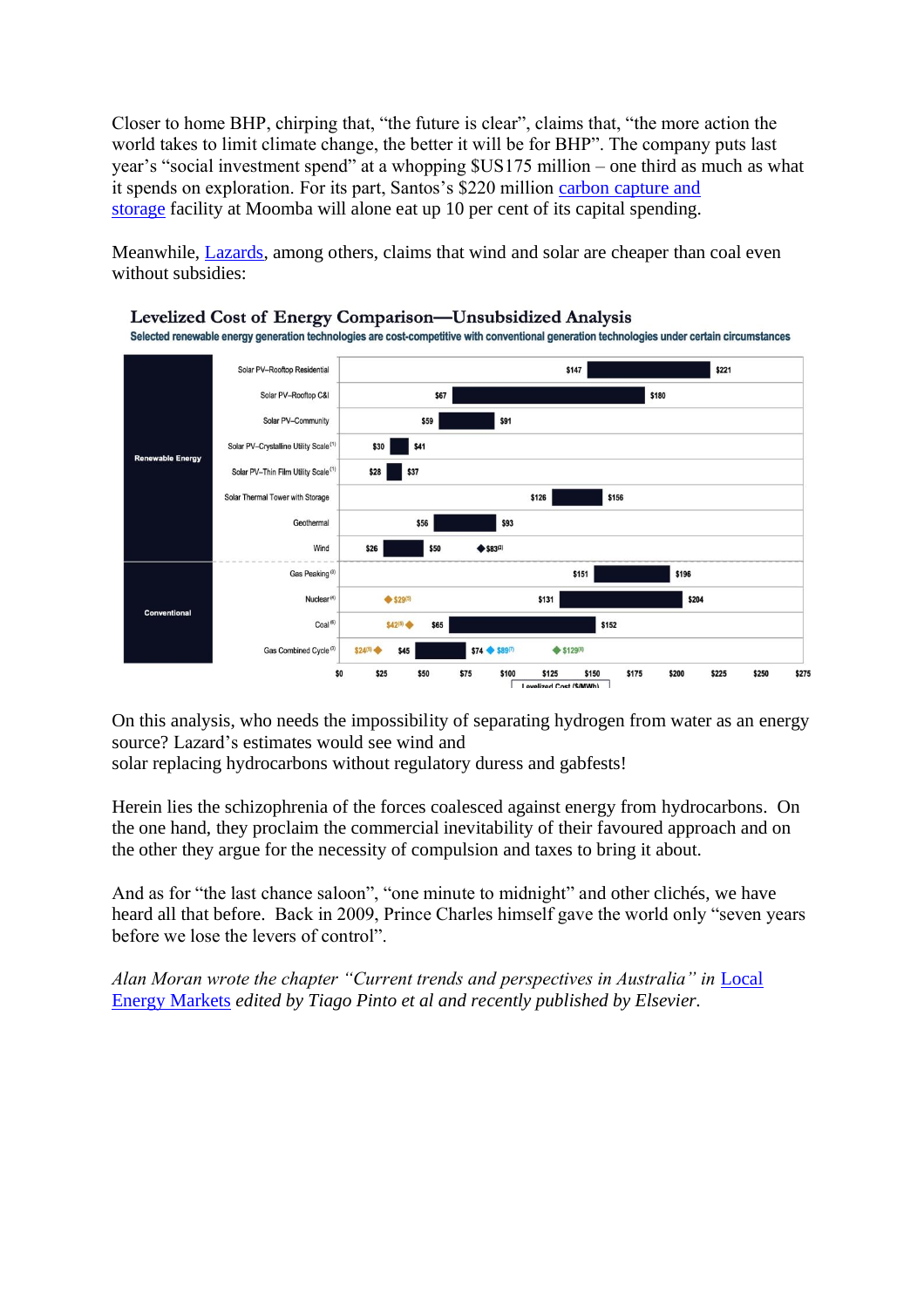Closer to home BHP, chirping that, “the future is clear”, claims that, “the more action the world takes to limit climate change, the better it will be for BHP”. The company puts last year’s “social investment spend” at a whopping $US175 million – one third as much as what it spends on exploration. For its part, Santos’s $220 million carbon capture and storage facility at Moomba will alone eat up 10 per cent of its capital spending.

Meanwhile, Lazards, among others, claims that wind and solar are cheaper than coal even without subsidies:

**Levelized Cost of Energy Comparison—Unsubsidized Analysis**

Selected renewable energy generation technologies are cost-competitive with conventional generation technologies under certain circumstances

Renewable Energy

Solar PV–Rooftop Residential $147 $221

Solar PV–Rooftop C&I $67 $180

Solar PV–Community $59 $91

Solar PV–Crystalline Utility Scale[1] $30 $41

Solar PV–Thin Film Utility Scale[1] $28 $37

Solar Thermal Tower with Storage $126 $156

Geothermal $56 $93

Wind $26 $50 $83[2]

Conventional

Gas Peaking[3] $151 $196

Nuclear[4] $29[3] $131 $204

Coal[6] $42[3] $65 $152

Gas Combined Cycle[3] $24[3] $45 $74 $89[7] $129[8]

$0 $25 $50 $75 $100 $125 $150 $175 $200 $225 $250 $275

Levelized Cost ($/MWh)

On this analysis, who needs the impossibility of separating hydrogen from water as an energy source? Lazard’s estimates would see wind and solar replacing hydrocarbons without regulatory duress and gabfests!

Herein lies the schizophrenia of the forces coalesced against energy from hydrocarbons. On the one hand, they proclaim the commercial inevitability of their favoured approach and on the other they argue for the necessity of compulsion and taxes to bring it about.

And as for “the last chance saloon”, “one minute to midnight” and other clichés, we have heard all that before. Back in 2009, Prince Charles himself gave the world only “seven years before we lose the levers of control”.

*Alan Moran wrote the chapter “Current trends and perspectives in Australia” in Local Energy Markets edited by Tiago Pinto et al and recently published by Elsevier.*